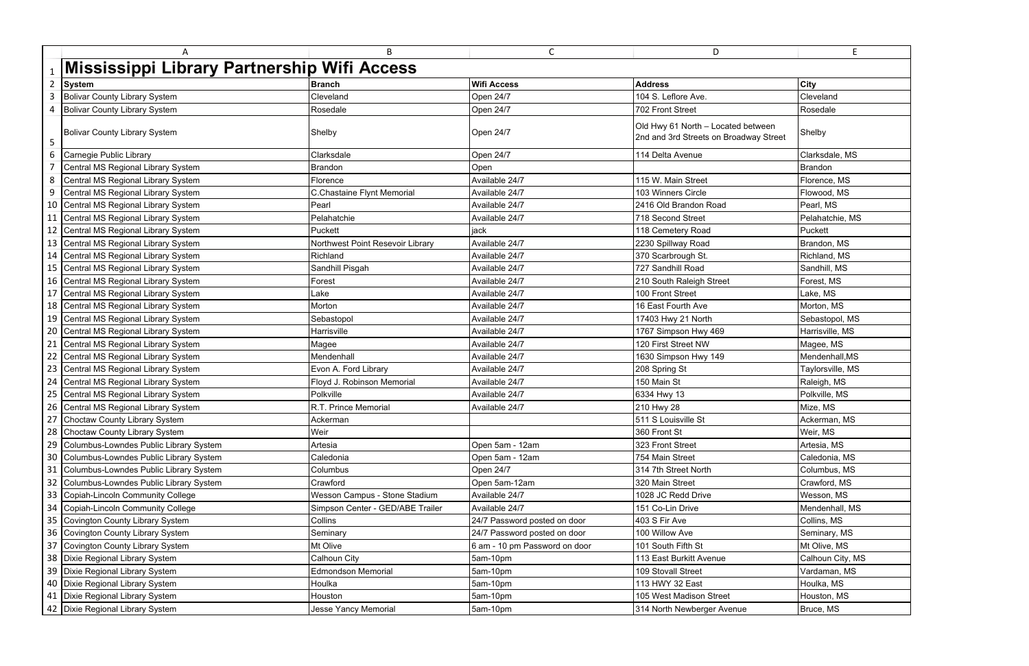# Mississippi Library Partnership Wifi Access

| System | Branch | Wifi Access | Address | City |
|---|---|---|---|---|
| Bolivar County Library System | Cleveland | Open 24/7 | 104 S. Leflore Ave. | Cleveland |
| Bolivar County Library System | Rosedale | Open 24/7 | 702 Front Street | Rosedale |
| Bolivar County Library System | Shelby | Open 24/7 | Old Hwy 61 North – Located between 2nd and 3rd Streets on Broadway Street | Shelby |
| Carnegie Public Library | Clarksdale | Open 24/7 | 114 Delta Avenue | Clarksdale, MS |
| Central MS Regional Library System | Brandon | Open | | Brandon |
| Central MS Regional Library System | Florence | Available 24/7 | 115 W. Main Street | Florence, MS |
| Central MS Regional Library System | C.Chastaine Flynt Memorial | Available 24/7 | 103 Winners Circle | Flowood, MS |
| Central MS Regional Library System | Pearl | Available 24/7 | 2416 Old Brandon Road | Pearl, MS |
| Central MS Regional Library System | Pelahatchie | Available 24/7 | 718 Second Street | Pelahatchie, MS |
| Central MS Regional Library System | Puckett | jack | 118 Cemetery Road | Puckett |
| Central MS Regional Library System | Northwest Point Resevoir Library | Available 24/7 | 2230 Spillway Road | Brandon, MS |
| Central MS Regional Library System | Richland | Available 24/7 | 370 Scarbrough St. | Richland, MS |
| Central MS Regional Library System | Sandhill Pisgah | Available 24/7 | 727 Sandhill Road | Sandhill, MS |
| Central MS Regional Library System | Forest | Available 24/7 | 210 South Raleigh Street | Forest, MS |
| Central MS Regional Library System | Lake | Available 24/7 | 100 Front Street | Lake, MS |
| Central MS Regional Library System | Morton | Available 24/7 | 16 East Fourth Ave | Morton, MS |
| Central MS Regional Library System | Sebastopol | Available 24/7 | 17403 Hwy 21 North | Sebastopol, MS |
| Central MS Regional Library System | Harrisville | Available 24/7 | 1767 Simpson Hwy 469 | Harrisville, MS |
| Central MS Regional Library System | Magee | Available 24/7 | 120 First Street NW | Magee, MS |
| Central MS Regional Library System | Mendenhall | Available 24/7 | 1630 Simpson Hwy 149 | Mendenhall,MS |
| Central MS Regional Library System | Evon A. Ford Library | Available 24/7 | 208 Spring St | Taylorsville, MS |
| Central MS Regional Library System | Floyd J. Robinson Memorial | Available 24/7 | 150 Main St | Raleigh, MS |
| Central MS Regional Library System | Polkville | Available 24/7 | 6334 Hwy 13 | Polkville, MS |
| Central MS Regional Library System | R.T. Prince Memorial | Available 24/7 | 210 Hwy 28 | Mize, MS |
| Choctaw County Library System | Ackerman | | 511 S Louisville St | Ackerman, MS |
| Choctaw County Library System | Weir | | 360 Front St | Weir, MS |
| Columbus-Lowndes Public Library System | Artesia | Open 5am - 12am | 323 Front Street | Artesia, MS |
| Columbus-Lowndes Public Library System | Caledonia | Open 5am - 12am | 754 Main Street | Caledonia, MS |
| Columbus-Lowndes Public Library System | Columbus | Open 24/7 | 314 7th Street North | Columbus, MS |
| Columbus-Lowndes Public Library System | Crawford | Open 5am-12am | 320 Main Street | Crawford, MS |
| Copiah-Lincoln Community College | Wesson Campus - Stone Stadium | Available 24/7 | 1028 JC Redd Drive | Wesson, MS |
| Copiah-Lincoln Community College | Simpson Center - GED/ABE Trailer | Available 24/7 | 151 Co-Lin Drive | Mendenhall, MS |
| Covington County Library System | Collins | 24/7 Password posted on door | 403 S Fir Ave | Collins, MS |
| Covington County Library System | Seminary | 24/7 Password posted on door | 100 Willow Ave | Seminary, MS |
| Covington County Library System | Mt Olive | 6 am - 10 pm Password on door | 101 South Fifth St | Mt Olive, MS |
| Dixie Regional Library System | Calhoun City | 5am-10pm | 113 East Burkitt Avenue | Calhoun City, MS |
| Dixie Regional Library System | Edmondson Memorial | 5am-10pm | 109 Stovall Street | Vardaman, MS |
| Dixie Regional Library System | Houlka | 5am-10pm | 113 HWY 32 East | Houlka, MS |
| Dixie Regional Library System | Houston | 5am-10pm | 105 West Madison Street | Houston, MS |
| Dixie Regional Library System | Jesse Yancy Memorial | 5am-10pm | 314 North Newberger Avenue | Bruce, MS |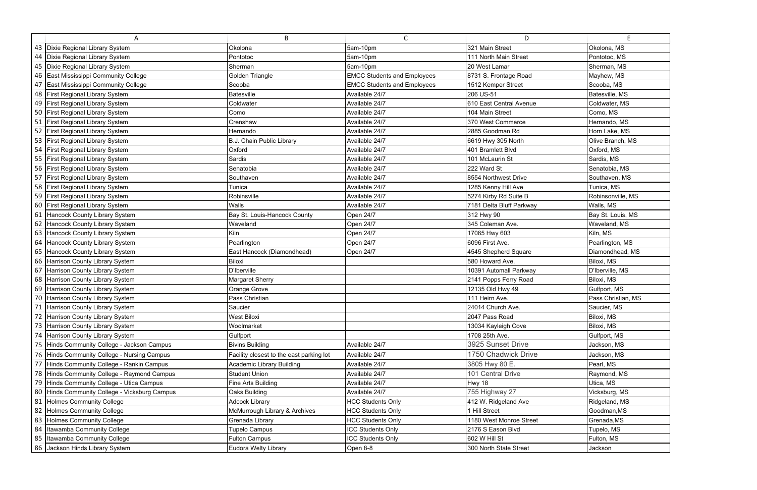| | A | B | C | D | E |
|---|---|---|---|---|---|
| 43 | Dixie Regional Library System | Okolona | 5am-10pm | 321 Main Street | Okolona, MS |
| 44 | Dixie Regional Library System | Pontotoc | 5am-10pm | 111 North Main Street | Pontotoc, MS |
| 45 | Dixie Regional Library System | Sherman | 5am-10pm | 20 West Lamar | Sherman, MS |
| 46 | East Mississippi Community College | Golden Triangle | EMCC Students and Employees | 8731 S. Frontage Road | Mayhew, MS |
| 47 | East Mississippi Community College | Scooba | EMCC Students and Employees | 1512 Kemper Street | Scooba, MS |
| 48 | First Regional Library System | Batesville | Available 24/7 | 206 US-51 | Batesville, MS |
| 49 | First Regional Library System | Coldwater | Available 24/7 | 610 East Central Avenue | Coldwater, MS |
| 50 | First Regional Library System | Como | Available 24/7 | 104 Main Street | Como, MS |
| 51 | First Regional Library System | Crenshaw | Available 24/7 | 370 West Commerce | Hernando, MS |
| 52 | First Regional Library System | Hernando | Available 24/7 | 2885 Goodman Rd | Horn Lake, MS |
| 53 | First Regional Library System | B.J. Chain Public Library | Available 24/7 | 6619 Hwy 305 North | Olive Branch, MS |
| 54 | First Regional Library System | Oxford | Available 24/7 | 401 Bramlett Blvd | Oxford, MS |
| 55 | First Regional Library System | Sardis | Available 24/7 | 101 McLaurin St | Sardis, MS |
| 56 | First Regional Library System | Senatobia | Available 24/7 | 222 Ward St | Senatobia, MS |
| 57 | First Regional Library System | Southaven | Available 24/7 | 8554 Northwest Drive | Southaven, MS |
| 58 | First Regional Library System | Tunica | Available 24/7 | 1285 Kenny Hill Ave | Tunica, MS |
| 59 | First Regional Library System | Robinsville | Available 24/7 | 5274 Kirby Rd Suite B | Robinsonville, MS |
| 60 | First Regional Library System | Walls | Available 24/7 | 7181 Delta Bluff Parkway | Walls, MS |
| 61 | Hancock County Library System | Bay St. Louis-Hancock County | Open 24/7 | 312 Hwy 90 | Bay St. Louis, MS |
| 62 | Hancock County Library System | Waveland | Open 24/7 | 345 Coleman Ave. | Waveland, MS |
| 63 | Hancock County Library System | Kiln | Open 24/7 | 17065 Hwy 603 | Kiln, MS |
| 64 | Hancock County Library System | Pearlington | Open 24/7 | 6096 First Ave. | Pearlington, MS |
| 65 | Hancock County Library System | East Hancock (Diamondhead) | Open 24/7 | 4545 Shepherd Square | Diamondhead, MS |
| 66 | Harrison County Library System | Biloxi | | 580 Howard Ave. | Biloxi, MS |
| 67 | Harrison County Library System | D'Iberville | | 10391 Automall Parkway | D'Iberville, MS |
| 68 | Harrison County Library System | Margaret Sherry | | 2141 Popps Ferry Road | Biloxi, MS |
| 69 | Harrison County Library System | Orange Grove | | 12135 Old Hwy 49 | Gulfport, MS |
| 70 | Harrison County Library System | Pass Christian | | 111 Heirn Ave. | Pass Christian, MS |
| 71 | Harrison County Library System | Saucier | | 24014 Church Ave. | Saucier, MS |
| 72 | Harrison County Library System | West Biloxi | | 2047 Pass Road | Biloxi, MS |
| 73 | Harrison County Library System | Woolmarket | | 13034 Kayleigh Cove | Biloxi, MS |
| 74 | Harrison County Library System | Gulfport | | 1708 25th Ave. | Gulfport, MS |
| 75 | Hinds Community College - Jackson Campus | Bivins Building | Available 24/7 | 3925 Sunset Drive | Jackson, MS |
| 76 | Hinds Community College - Nursing Campus | Facility closest to the east parking lot | Available 24/7 | 1750 Chadwick Drive | Jackson, MS |
| 77 | Hinds Community College - Rankin Campus | Academic Library Building | Available 24/7 | 3805 Hwy 80 E. | Pearl, MS |
| 78 | Hinds Community College - Raymond Campus | Student Union | Available 24/7 | 101 Central Drive | Raymond, MS |
| 79 | Hinds Community College - Utica Campus | Fine Arts Building | Available 24/7 | Hwy 18 | Utica, MS |
| 80 | Hinds Community College - Vicksburg Campus | Oaks Building | Available 24/7 | 755 Highway 27 | Vicksburg, MS |
| 81 | Holmes Community College | Adcock Library | HCC Students Only | 412 W. Ridgeland Ave | Ridgeland, MS |
| 82 | Holmes Community College | McMurrough Library & Archives | HCC Students Only | 1 Hill Street | Goodman,MS |
| 83 | Holmes Community College | Grenada Library | HCC Students Only | 1180 West Monroe Street | Grenada,MS |
| 84 | Itawamba Community College | Tupelo Campus | ICC Students Only | 2176 S Eason Blvd | Tupelo, MS |
| 85 | Itawamba Community College | Fulton Campus | ICC Students Only | 602 W Hill St | Fulton, MS |
| 86 | Jackson Hinds Library System | Eudora Welty Library | Open 8-8 | 300 North State Street | Jackson |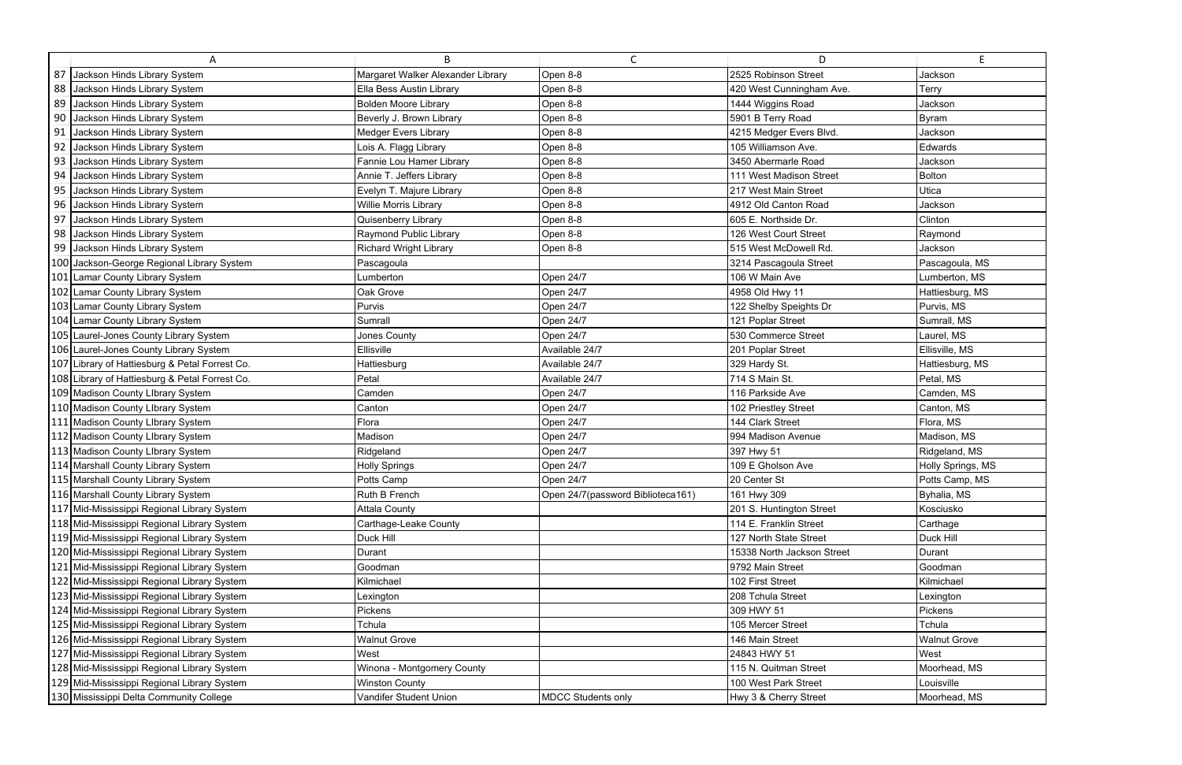| | A | B | C | D | E |
|---|---|---|---|---|---|
| 87 | Jackson Hinds Library System | Margaret Walker Alexander Library | Open 8-8 | 2525 Robinson Street | Jackson |
| 88 | Jackson Hinds Library System | Ella Bess Austin Library | Open 8-8 | 420 West Cunningham Ave. | Terry |
| 89 | Jackson Hinds Library System | Bolden Moore Library | Open 8-8 | 1444 Wiggins Road | Jackson |
| 90 | Jackson Hinds Library System | Beverly J. Brown Library | Open 8-8 | 5901 B Terry Road | Byram |
| 91 | Jackson Hinds Library System | Medger Evers Library | Open 8-8 | 4215 Medger Evers Blvd. | Jackson |
| 92 | Jackson Hinds Library System | Lois A. Flagg Library | Open 8-8 | 105 Williamson Ave. | Edwards |
| 93 | Jackson Hinds Library System | Fannie Lou Hamer Library | Open 8-8 | 3450 Abermarle Road | Jackson |
| 94 | Jackson Hinds Library System | Annie T. Jeffers Library | Open 8-8 | 111 West Madison Street | Bolton |
| 95 | Jackson Hinds Library System | Evelyn T. Majure Library | Open 8-8 | 217 West Main Street | Utica |
| 96 | Jackson Hinds Library System | Willie Morris Library | Open 8-8 | 4912 Old Canton Road | Jackson |
| 97 | Jackson Hinds Library System | Quisenberry Library | Open 8-8 | 605 E. Northside Dr. | Clinton |
| 98 | Jackson Hinds Library System | Raymond Public Library | Open 8-8 | 126 West Court Street | Raymond |
| 99 | Jackson Hinds Library System | Richard Wright Library | Open 8-8 | 515 West McDowell Rd. | Jackson |
| 100 | Jackson-George Regional Library System | Pascagoula | | 3214 Pascagoula Street | Pascagoula, MS |
| 101 | Lamar County Library System | Lumberton | Open 24/7 | 106 W Main Ave | Lumberton, MS |
| 102 | Lamar County Library System | Oak Grove | Open 24/7 | 4958 Old Hwy 11 | Hattiesburg, MS |
| 103 | Lamar County Library System | Purvis | Open 24/7 | 122 Shelby Speights Dr | Purvis, MS |
| 104 | Lamar County Library System | Sumrall | Open 24/7 | 121 Poplar Street | Sumrall, MS |
| 105 | Laurel-Jones County Library System | Jones County | Open 24/7 | 530 Commerce Street | Laurel, MS |
| 106 | Laurel-Jones County Library System | Ellisville | Available 24/7 | 201 Poplar Street | Ellisville, MS |
| 107 | Library of Hattiesburg & Petal Forrest Co. | Hattiesburg | Available 24/7 | 329 Hardy St. | Hattiesburg, MS |
| 108 | Library of Hattiesburg & Petal Forrest Co. | Petal | Available 24/7 | 714 S Main St. | Petal, MS |
| 109 | Madison County LIbrary System | Camden | Open 24/7 | 116 Parkside Ave | Camden, MS |
| 110 | Madison County LIbrary System | Canton | Open 24/7 | 102 Priestley Street | Canton, MS |
| 111 | Madison County LIbrary System | Flora | Open 24/7 | 144 Clark Street | Flora, MS |
| 112 | Madison County LIbrary System | Madison | Open 24/7 | 994 Madison Avenue | Madison, MS |
| 113 | Madison County LIbrary System | Ridgeland | Open 24/7 | 397 Hwy 51 | Ridgeland, MS |
| 114 | Marshall County Library System | Holly Springs | Open 24/7 | 109 E Gholson Ave | Holly Springs, MS |
| 115 | Marshall County Library System | Potts Camp | Open 24/7 | 20 Center St | Potts Camp, MS |
| 116 | Marshall County Library System | Ruth B French | Open 24/7(password Biblioteca161) | 161 Hwy 309 | Byhalia, MS |
| 117 | Mid-Mississippi Regional Library System | Attala County | | 201 S. Huntington Street | Kosciusko |
| 118 | Mid-Mississippi Regional Library System | Carthage-Leake County | | 114 E. Franklin Street | Carthage |
| 119 | Mid-Mississippi Regional Library System | Duck Hill | | 127 North State Street | Duck Hill |
| 120 | Mid-Mississippi Regional Library System | Durant | | 15338 North Jackson Street | Durant |
| 121 | Mid-Mississippi Regional Library System | Goodman | | 9792 Main Street | Goodman |
| 122 | Mid-Mississippi Regional Library System | Kilmichael | | 102 First Street | Kilmichael |
| 123 | Mid-Mississippi Regional Library System | Lexington | | 208 Tchula Street | Lexington |
| 124 | Mid-Mississippi Regional Library System | Pickens | | 309 HWY 51 | Pickens |
| 125 | Mid-Mississippi Regional Library System | Tchula | | 105 Mercer Street | Tchula |
| 126 | Mid-Mississippi Regional Library System | Walnut Grove | | 146 Main Street | Walnut Grove |
| 127 | Mid-Mississippi Regional Library System | West | | 24843 HWY 51 | West |
| 128 | Mid-Mississippi Regional Library System | Winona - Montgomery County | | 115 N. Quitman Street | Moorhead, MS |
| 129 | Mid-Mississippi Regional Library System | Winston County | | 100 West Park Street | Louisville |
| 130 | Mississippi Delta Community College | Vandifer Student Union | MDCC Students only | Hwy 3 & Cherry Street | Moorhead, MS |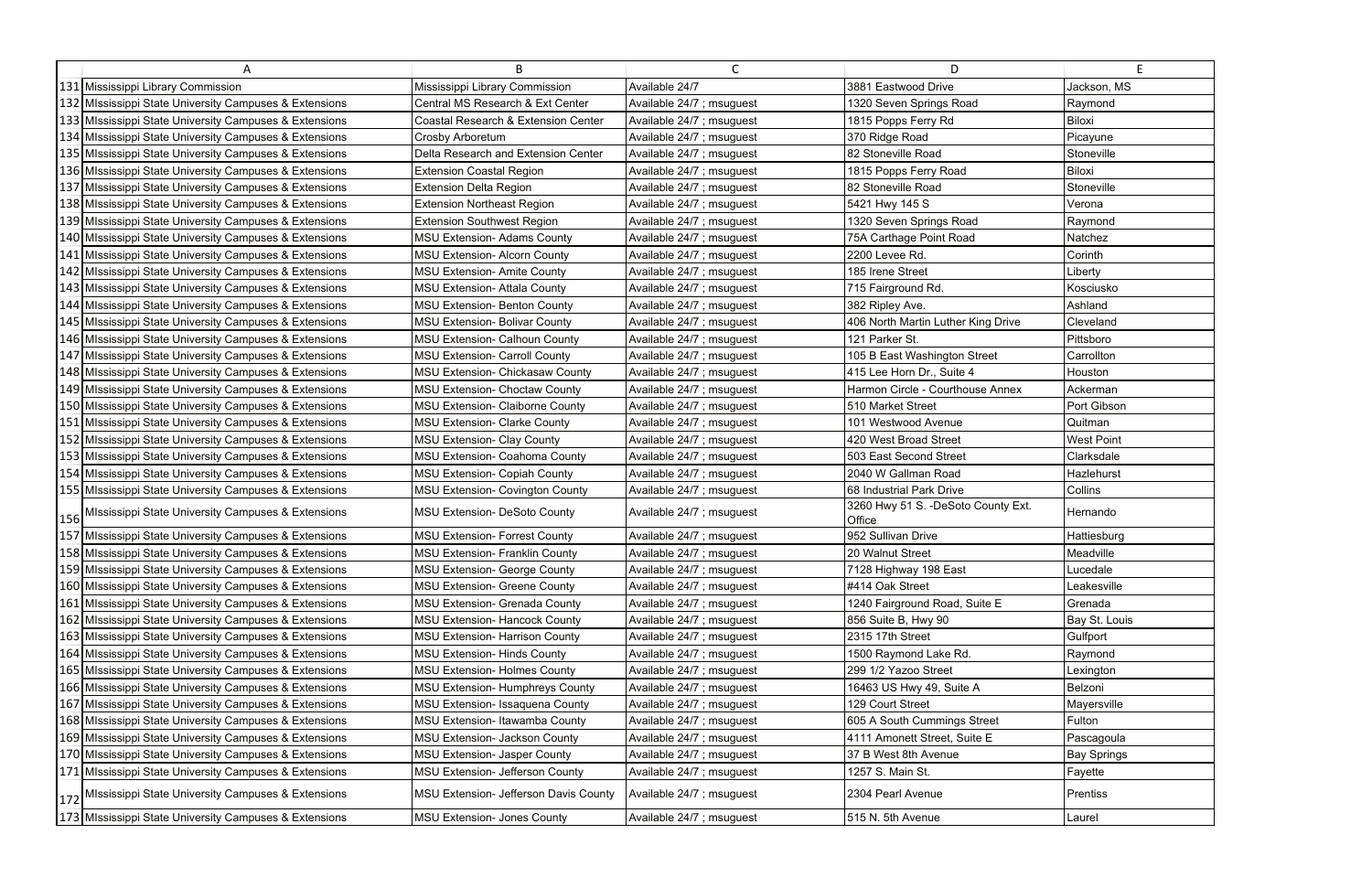| | A | B | C | D | E |
|---|---|---|---|---|---|
| 131 | Mississippi Library Commission | Mississippi Library Commission | Available 24/7 | 3881 Eastwood Drive | Jackson, MS |
| 132 | MIssissippi State University Campuses & Extensions | Central MS Research & Ext Center | Available 24/7 ; msuguest | 1320 Seven Springs Road | Raymond |
| 133 | MIssissippi State University Campuses & Extensions | Coastal Research & Extension Center | Available 24/7 ; msuguest | 1815 Popps Ferry Rd | Biloxi |
| 134 | MIssissippi State University Campuses & Extensions | Crosby Arboretum | Available 24/7 ; msuguest | 370 Ridge Road | Picayune |
| 135 | MIssissippi State University Campuses & Extensions | Delta Research and Extension Center | Available 24/7 ; msuguest | 82 Stoneville Road | Stoneville |
| 136 | MIssissippi State University Campuses & Extensions | Extension Coastal Region | Available 24/7 ; msuguest | 1815 Popps Ferry Road | Biloxi |
| 137 | MIssissippi State University Campuses & Extensions | Extension Delta Region | Available 24/7 ; msuguest | 82 Stoneville Road | Stoneville |
| 138 | MIssissippi State University Campuses & Extensions | Extension Northeast Region | Available 24/7 ; msuguest | 5421 Hwy 145 S | Verona |
| 139 | MIssissippi State University Campuses & Extensions | Extension Southwest Region | Available 24/7 ; msuguest | 1320 Seven Springs Road | Raymond |
| 140 | MIssissippi State University Campuses & Extensions | MSU Extension- Adams County | Available 24/7 ; msuguest | 75A Carthage Point Road | Natchez |
| 141 | MIssissippi State University Campuses & Extensions | MSU Extension- Alcorn County | Available 24/7 ; msuguest | 2200 Levee Rd. | Corinth |
| 142 | MIssissippi State University Campuses & Extensions | MSU Extension- Amite County | Available 24/7 ; msuguest | 185 Irene Street | Liberty |
| 143 | MIssissippi State University Campuses & Extensions | MSU Extension- Attala County | Available 24/7 ; msuguest | 715 Fairground Rd. | Kosciusko |
| 144 | MIssissippi State University Campuses & Extensions | MSU Extension- Benton County | Available 24/7 ; msuguest | 382 Ripley Ave. | Ashland |
| 145 | MIssissippi State University Campuses & Extensions | MSU Extension- Bolivar County | Available 24/7 ; msuguest | 406 North Martin Luther King Drive | Cleveland |
| 146 | MIssissippi State University Campuses & Extensions | MSU Extension- Calhoun County | Available 24/7 ; msuguest | 121 Parker St. | Pittsboro |
| 147 | MIssissippi State University Campuses & Extensions | MSU Extension- Carroll County | Available 24/7 ; msuguest | 105 B East Washington Street | Carrollton |
| 148 | MIssissippi State University Campuses & Extensions | MSU Extension- Chickasaw County | Available 24/7 ; msuguest | 415 Lee Horn Dr., Suite 4 | Houston |
| 149 | MIssissippi State University Campuses & Extensions | MSU Extension- Choctaw County | Available 24/7 ; msuguest | Harmon Circle - Courthouse Annex | Ackerman |
| 150 | MIssissippi State University Campuses & Extensions | MSU Extension- Claiborne County | Available 24/7 ; msuguest | 510 Market Street | Port Gibson |
| 151 | MIssissippi State University Campuses & Extensions | MSU Extension- Clarke County | Available 24/7 ; msuguest | 101 Westwood Avenue | Quitman |
| 152 | MIssissippi State University Campuses & Extensions | MSU Extension- Clay County | Available 24/7 ; msuguest | 420 West Broad Street | West Point |
| 153 | MIssissippi State University Campuses & Extensions | MSU Extension- Coahoma County | Available 24/7 ; msuguest | 503 East Second Street | Clarksdale |
| 154 | MIssissippi State University Campuses & Extensions | MSU Extension- Copiah County | Available 24/7 ; msuguest | 2040 W Gallman Road | Hazlehurst |
| 155 | MIssissippi State University Campuses & Extensions | MSU Extension- Covington County | Available 24/7 ; msuguest | 68 Industrial Park Drive | Collins |
| 156 | MIssissippi State University Campuses & Extensions | MSU Extension- DeSoto County | Available 24/7 ; msuguest | 3260 Hwy 51 S. -DeSoto County Ext. Office | Hernando |
| 157 | MIssissippi State University Campuses & Extensions | MSU Extension- Forrest County | Available 24/7 ; msuguest | 952 Sullivan Drive | Hattiesburg |
| 158 | MIssissippi State University Campuses & Extensions | MSU Extension- Franklin County | Available 24/7 ; msuguest | 20 Walnut Street | Meadville |
| 159 | MIssissippi State University Campuses & Extensions | MSU Extension- George County | Available 24/7 ; msuguest | 7128 Highway 198 East | Lucedale |
| 160 | MIssissippi State University Campuses & Extensions | MSU Extension- Greene County | Available 24/7 ; msuguest | #414 Oak Street | Leakesville |
| 161 | MIssissippi State University Campuses & Extensions | MSU Extension- Grenada County | Available 24/7 ; msuguest | 1240 Fairground Road, Suite E | Grenada |
| 162 | MIssissippi State University Campuses & Extensions | MSU Extension- Hancock County | Available 24/7 ; msuguest | 856 Suite B, Hwy 90 | Bay St. Louis |
| 163 | MIssissippi State University Campuses & Extensions | MSU Extension- Harrison County | Available 24/7 ; msuguest | 2315 17th Street | Gulfport |
| 164 | MIssissippi State University Campuses & Extensions | MSU Extension- Hinds County | Available 24/7 ; msuguest | 1500 Raymond Lake Rd. | Raymond |
| 165 | MIssissippi State University Campuses & Extensions | MSU Extension- Holmes County | Available 24/7 ; msuguest | 299 1/2 Yazoo Street | Lexington |
| 166 | MIssissippi State University Campuses & Extensions | MSU Extension- Humphreys County | Available 24/7 ; msuguest | 16463 US Hwy 49, Suite A | Belzoni |
| 167 | MIssissippi State University Campuses & Extensions | MSU Extension- Issaquena County | Available 24/7 ; msuguest | 129 Court Street | Mayersville |
| 168 | MIssissippi State University Campuses & Extensions | MSU Extension- Itawamba County | Available 24/7 ; msuguest | 605 A South Cummings Street | Fulton |
| 169 | MIssissippi State University Campuses & Extensions | MSU Extension- Jackson County | Available 24/7 ; msuguest | 4111 Amonett Street, Suite E | Pascagoula |
| 170 | MIssissippi State University Campuses & Extensions | MSU Extension- Jasper County | Available 24/7 ; msuguest | 37 B West 8th Avenue | Bay Springs |
| 171 | MIssissippi State University Campuses & Extensions | MSU Extension- Jefferson County | Available 24/7 ; msuguest | 1257 S. Main St. | Fayette |
| 172 | MIssissippi State University Campuses & Extensions | MSU Extension- Jefferson Davis County | Available 24/7 ; msuguest | 2304 Pearl Avenue | Prentiss |
| 173 | MIssissippi State University Campuses & Extensions | MSU Extension- Jones County | Available 24/7 ; msuguest | 515 N. 5th Avenue | Laurel |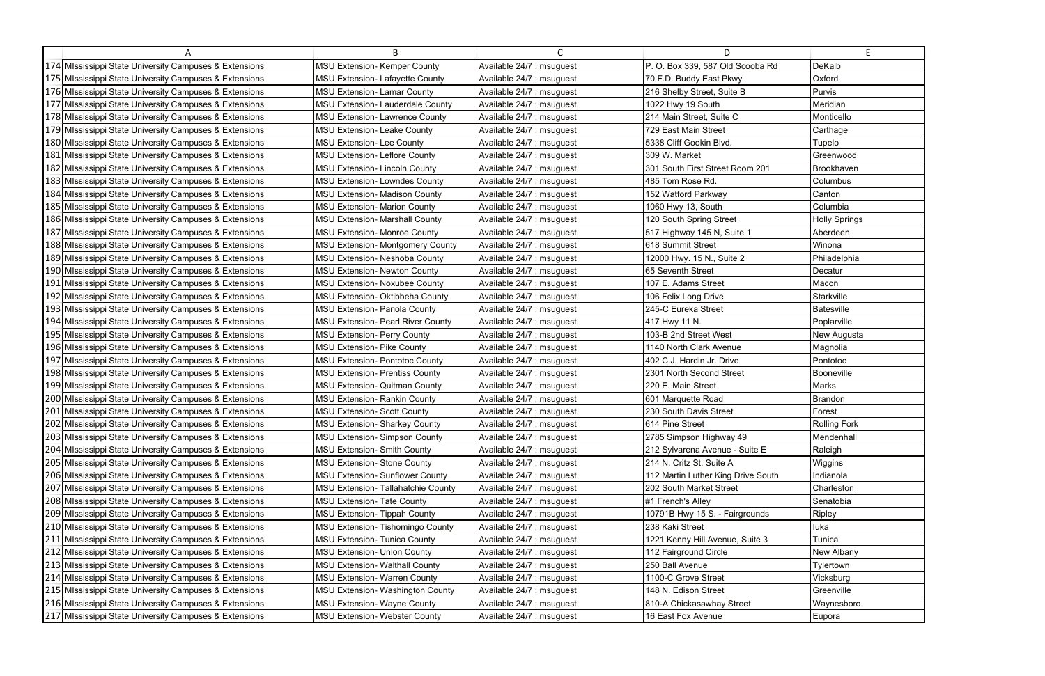| | A | B | C | D | E |
|---|---|---|---|---|---|
| 174 | MIssissippi State University Campuses & Extensions | MSU Extension- Kemper County | Available 24/7 ; msuguest | P. O. Box 339, 587 Old Scooba Rd | DeKalb |
| 175 | MIssissippi State University Campuses & Extensions | MSU Extension- Lafayette County | Available 24/7 ; msuguest | 70 F.D. Buddy East Pkwy | Oxford |
| 176 | MIssissippi State University Campuses & Extensions | MSU Extension- Lamar County | Available 24/7 ; msuguest | 216 Shelby Street, Suite B | Purvis |
| 177 | MIssissippi State University Campuses & Extensions | MSU Extension- Lauderdale County | Available 24/7 ; msuguest | 1022 Hwy 19 South | Meridian |
| 178 | MIssissippi State University Campuses & Extensions | MSU Extension- Lawrence County | Available 24/7 ; msuguest | 214 Main Street, Suite C | Monticello |
| 179 | MIssissippi State University Campuses & Extensions | MSU Extension- Leake County | Available 24/7 ; msuguest | 729 East Main Street | Carthage |
| 180 | MIssissippi State University Campuses & Extensions | MSU Extension- Lee County | Available 24/7 ; msuguest | 5338 Cliff Gookin Blvd. | Tupelo |
| 181 | MIssissippi State University Campuses & Extensions | MSU Extension- Leflore County | Available 24/7 ; msuguest | 309 W. Market | Greenwood |
| 182 | MIssissippi State University Campuses & Extensions | MSU Extension- Lincoln County | Available 24/7 ; msuguest | 301 South First Street Room 201 | Brookhaven |
| 183 | MIssissippi State University Campuses & Extensions | MSU Extension- Lowndes County | Available 24/7 ; msuguest | 485 Tom Rose Rd. | Columbus |
| 184 | MIssissippi State University Campuses & Extensions | MSU Extension- Madison County | Available 24/7 ; msuguest | 152 Watford Parkway | Canton |
| 185 | MIssissippi State University Campuses & Extensions | MSU Extension- Marion County | Available 24/7 ; msuguest | 1060 Hwy 13, South | Columbia |
| 186 | MIssissippi State University Campuses & Extensions | MSU Extension- Marshall County | Available 24/7 ; msuguest | 120 South Spring Street | Holly Springs |
| 187 | MIssissippi State University Campuses & Extensions | MSU Extension- Monroe County | Available 24/7 ; msuguest | 517 Highway 145 N, Suite 1 | Aberdeen |
| 188 | MIssissippi State University Campuses & Extensions | MSU Extension- Montgomery County | Available 24/7 ; msuguest | 618 Summit Street | Winona |
| 189 | MIssissippi State University Campuses & Extensions | MSU Extension- Neshoba County | Available 24/7 ; msuguest | 12000 Hwy. 15 N., Suite 2 | Philadelphia |
| 190 | MIssissippi State University Campuses & Extensions | MSU Extension- Newton County | Available 24/7 ; msuguest | 65 Seventh Street | Decatur |
| 191 | MIssissippi State University Campuses & Extensions | MSU Extension- Noxubee County | Available 24/7 ; msuguest | 107 E. Adams Street | Macon |
| 192 | MIssissippi State University Campuses & Extensions | MSU Extension- Oktibbeha County | Available 24/7 ; msuguest | 106 Felix Long Drive | Starkville |
| 193 | MIssissippi State University Campuses & Extensions | MSU Extension- Panola County | Available 24/7 ; msuguest | 245-C Eureka Street | Batesville |
| 194 | MIssissippi State University Campuses & Extensions | MSU Extension- Pearl River County | Available 24/7 ; msuguest | 417 Hwy 11 N. | Poplarville |
| 195 | MIssissippi State University Campuses & Extensions | MSU Extension- Perry County | Available 24/7 ; msuguest | 103-B 2nd Street West | New Augusta |
| 196 | MIssissippi State University Campuses & Extensions | MSU Extension- Pike County | Available 24/7 ; msuguest | 1140 North Clark Avenue | Magnolia |
| 197 | MIssissippi State University Campuses & Extensions | MSU Extension- Pontotoc County | Available 24/7 ; msuguest | 402 C.J. Hardin Jr. Drive | Pontotoc |
| 198 | MIssissippi State University Campuses & Extensions | MSU Extension- Prentiss County | Available 24/7 ; msuguest | 2301 North Second Street | Booneville |
| 199 | MIssissippi State University Campuses & Extensions | MSU Extension- Quitman County | Available 24/7 ; msuguest | 220 E. Main Street | Marks |
| 200 | MIssissippi State University Campuses & Extensions | MSU Extension- Rankin County | Available 24/7 ; msuguest | 601 Marquette Road | Brandon |
| 201 | MIssissippi State University Campuses & Extensions | MSU Extension- Scott County | Available 24/7 ; msuguest | 230 South Davis Street | Forest |
| 202 | MIssissippi State University Campuses & Extensions | MSU Extension- Sharkey County | Available 24/7 ; msuguest | 614 Pine Street | Rolling Fork |
| 203 | MIssissippi State University Campuses & Extensions | MSU Extension- Simpson County | Available 24/7 ; msuguest | 2785 Simpson Highway 49 | Mendenhall |
| 204 | MIssissippi State University Campuses & Extensions | MSU Extension- Smith County | Available 24/7 ; msuguest | 212 Sylvarena Avenue - Suite E | Raleigh |
| 205 | MIssissippi State University Campuses & Extensions | MSU Extension- Stone County | Available 24/7 ; msuguest | 214 N. Critz St. Suite A | Wiggins |
| 206 | MIssissippi State University Campuses & Extensions | MSU Extension- Sunflower County | Available 24/7 ; msuguest | 112 Martin Luther King Drive South | Indianola |
| 207 | MIssissippi State University Campuses & Extensions | MSU Extension- Tallahatchie County | Available 24/7 ; msuguest | 202 South Market Street | Charleston |
| 208 | MIssissippi State University Campuses & Extensions | MSU Extension- Tate County | Available 24/7 ; msuguest | #1 French's Alley | Senatobia |
| 209 | MIssissippi State University Campuses & Extensions | MSU Extension- Tippah County | Available 24/7 ; msuguest | 10791B Hwy 15 S. - Fairgrounds | Ripley |
| 210 | MIssissippi State University Campuses & Extensions | MSU Extension- Tishomingo County | Available 24/7 ; msuguest | 238 Kaki Street | Iuka |
| 211 | MIssissippi State University Campuses & Extensions | MSU Extension- Tunica County | Available 24/7 ; msuguest | 1221 Kenny Hill Avenue, Suite 3 | Tunica |
| 212 | MIssissippi State University Campuses & Extensions | MSU Extension- Union County | Available 24/7 ; msuguest | 112 Fairground Circle | New Albany |
| 213 | MIssissippi State University Campuses & Extensions | MSU Extension- Walthall County | Available 24/7 ; msuguest | 250 Ball Avenue | Tylertown |
| 214 | MIssissippi State University Campuses & Extensions | MSU Extension- Warren County | Available 24/7 ; msuguest | 1100-C Grove Street | Vicksburg |
| 215 | MIssissippi State University Campuses & Extensions | MSU Extension- Washington County | Available 24/7 ; msuguest | 148 N. Edison Street | Greenville |
| 216 | MIssissippi State University Campuses & Extensions | MSU Extension- Wayne County | Available 24/7 ; msuguest | 810-A Chickasawhay Street | Waynesboro |
| 217 | MIssissippi State University Campuses & Extensions | MSU Extension- Webster County | Available 24/7 ; msuguest | 16 East Fox Avenue | Eupora |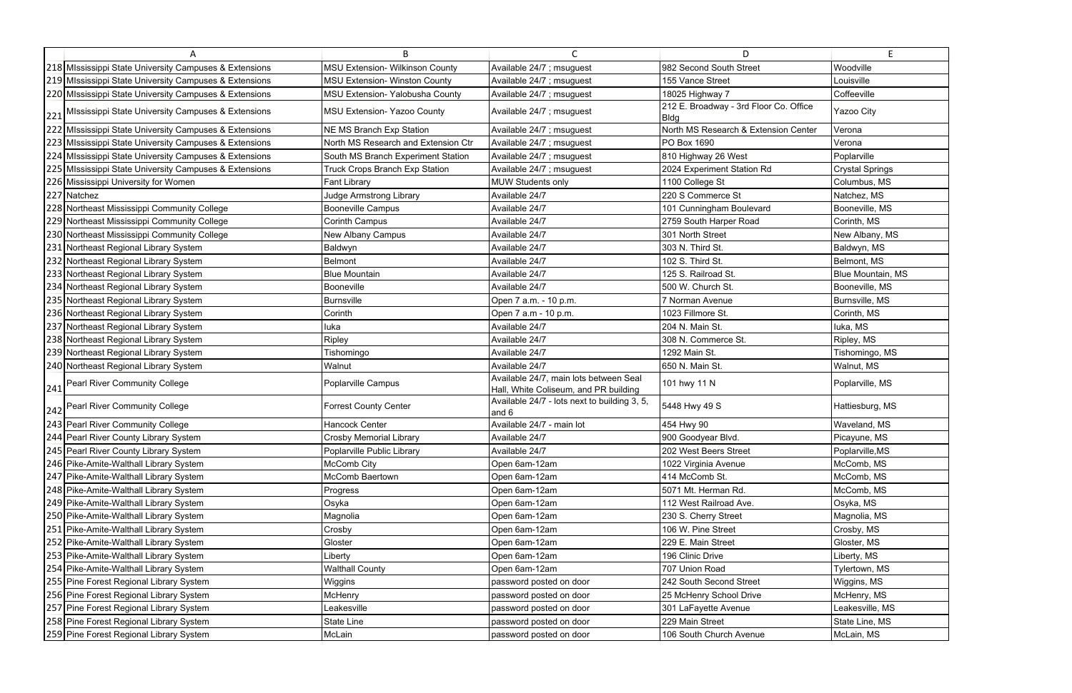| | A | B | C | D | E |
|---|---|---|---|---|---|
| 218 | MIssissippi State University Campuses & Extensions | MSU Extension- Wilkinson County | Available 24/7 ; msuguest | 982 Second South Street | Woodville |
| 219 | MIssissippi State University Campuses & Extensions | MSU Extension- Winston County | Available 24/7 ; msuguest | 155 Vance Street | Louisville |
| 220 | MIssissippi State University Campuses & Extensions | MSU Extension- Yalobusha County | Available 24/7 ; msuguest | 18025 Highway 7 | Coffeeville |
| 221 | MIssissippi State University Campuses & Extensions | MSU Extension- Yazoo County | Available 24/7 ; msuguest | 212 E. Broadway - 3rd Floor Co. Office Bldg | Yazoo City |
| 222 | MIssissippi State University Campuses & Extensions | NE MS Branch Exp Station | Available 24/7 ; msuguest | North MS Research & Extension Center | Verona |
| 223 | MIssissippi State University Campuses & Extensions | North MS Research and Extension Ctr | Available 24/7 ; msuguest | PO Box 1690 | Verona |
| 224 | MIssissippi State University Campuses & Extensions | South MS Branch Experiment Station | Available 24/7 ; msuguest | 810 Highway 26 West | Poplarville |
| 225 | MIssissippi State University Campuses & Extensions | Truck Crops Branch Exp Station | Available 24/7 ; msuguest | 2024 Experiment Station Rd | Crystal Springs |
| 226 | Mississippi University for Women | Fant Library | MUW Students only | 1100 College St | Columbus, MS |
| 227 | Natchez | Judge Armstrong Library | Available 24/7 | 220 S Commerce St | Natchez, MS |
| 228 | Northeast Mississippi Community College | Booneville Campus | Available 24/7 | 101 Cunningham Boulevard | Booneville, MS |
| 229 | Northeast Mississippi Community College | Corinth Campus | Available 24/7 | 2759 South Harper Road | Corinth, MS |
| 230 | Northeast Mississippi Community College | New Albany Campus | Available 24/7 | 301 North Street | New Albany, MS |
| 231 | Northeast Regional Library System | Baldwyn | Available 24/7 | 303 N. Third St. | Baldwyn, MS |
| 232 | Northeast Regional Library System | Belmont | Available 24/7 | 102 S. Third St. | Belmont, MS |
| 233 | Northeast Regional Library System | Blue Mountain | Available 24/7 | 125 S. Railroad St. | Blue Mountain, MS |
| 234 | Northeast Regional Library System | Booneville | Available 24/7 | 500 W. Church St. | Booneville, MS |
| 235 | Northeast Regional Library System | Burnsville | Open 7 a.m. - 10 p.m. | 7 Norman Avenue | Burnsville, MS |
| 236 | Northeast Regional Library System | Corinth | Open 7 a.m - 10 p.m. | 1023 Fillmore St. | Corinth, MS |
| 237 | Northeast Regional Library System | Iuka | Available 24/7 | 204 N. Main St. | Iuka, MS |
| 238 | Northeast Regional Library System | Ripley | Available 24/7 | 308 N. Commerce St. | Ripley, MS |
| 239 | Northeast Regional Library System | Tishomingo | Available 24/7 | 1292 Main St. | Tishomingo, MS |
| 240 | Northeast Regional Library System | Walnut | Available 24/7 | 650 N. Main St. | Walnut, MS |
| 241 | Pearl River Community College | Poplarville Campus | Available 24/7, main lots between Seal Hall, White Coliseum, and PR building | 101 hwy 11 N | Poplarville, MS |
| 242 | Pearl River Community College | Forrest County Center | Available 24/7 - lots next to building 3, 5, and 6 | 5448 Hwy 49 S | Hattiesburg, MS |
| 243 | Pearl River Community College | Hancock Center | Available 24/7 - main lot | 454 Hwy 90 | Waveland, MS |
| 244 | Pearl River County Library System | Crosby Memorial Library | Available 24/7 | 900 Goodyear Blvd. | Picayune, MS |
| 245 | Pearl River County Library System | Poplarville Public Library | Available 24/7 | 202 West Beers Street | Poplarville,MS |
| 246 | Pike-Amite-Walthall Library System | McComb City | Open 6am-12am | 1022 Virginia Avenue | McComb, MS |
| 247 | Pike-Amite-Walthall Library System | McComb Baertown | Open 6am-12am | 414 McComb St. | McComb, MS |
| 248 | Pike-Amite-Walthall Library System | Progress | Open 6am-12am | 5071 Mt. Herman Rd. | McComb, MS |
| 249 | Pike-Amite-Walthall Library System | Osyka | Open 6am-12am | 112 West Railroad Ave. | Osyka, MS |
| 250 | Pike-Amite-Walthall Library System | Magnolia | Open 6am-12am | 230 S. Cherry Street | Magnolia, MS |
| 251 | Pike-Amite-Walthall Library System | Crosby | Open 6am-12am | 106 W. Pine Street | Crosby, MS |
| 252 | Pike-Amite-Walthall Library System | Gloster | Open 6am-12am | 229 E. Main Street | Gloster, MS |
| 253 | Pike-Amite-Walthall Library System | Liberty | Open 6am-12am | 196 Clinic Drive | Liberty, MS |
| 254 | Pike-Amite-Walthall Library System | Walthall County | Open 6am-12am | 707 Union Road | Tylertown, MS |
| 255 | Pine Forest Regional Library System | Wiggins | password posted on door | 242 South Second Street | Wiggins, MS |
| 256 | Pine Forest Regional Library System | McHenry | password posted on door | 25 McHenry School Drive | McHenry, MS |
| 257 | Pine Forest Regional Library System | Leakesville | password posted on door | 301 LaFayette Avenue | Leakesville, MS |
| 258 | Pine Forest Regional Library System | State Line | password posted on door | 229 Main Street | State Line, MS |
| 259 | Pine Forest Regional Library System | McLain | password posted on door | 106 South Church Avenue | McLain, MS |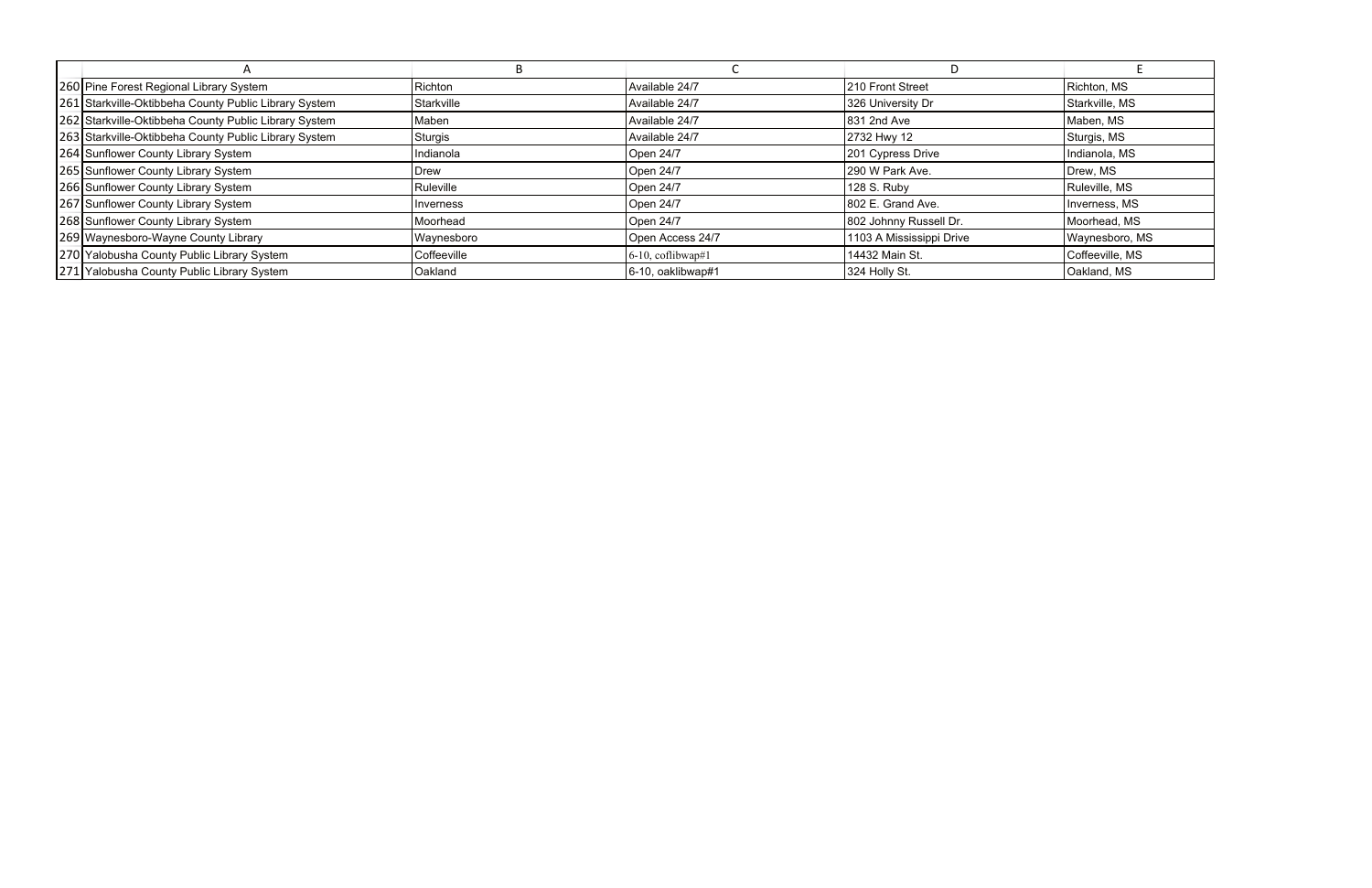| | A | B | C | D | E |
|---|---|---|---|---|---|
| 260 | Pine Forest Regional Library System | Richton | Available 24/7 | 210 Front Street | Richton, MS |
| 261 | Starkville-Oktibbeha County Public Library System | Starkville | Available 24/7 | 326 University Dr | Starkville, MS |
| 262 | Starkville-Oktibbeha County Public Library System | Maben | Available 24/7 | 831 2nd Ave | Maben, MS |
| 263 | Starkville-Oktibbeha County Public Library System | Sturgis | Available 24/7 | 2732 Hwy 12 | Sturgis, MS |
| 264 | Sunflower County Library System | Indianola | Open 24/7 | 201 Cypress Drive | Indianola, MS |
| 265 | Sunflower County Library System | Drew | Open 24/7 | 290 W Park Ave. | Drew, MS |
| 266 | Sunflower County Library System | Ruleville | Open 24/7 | 128 S. Ruby | Ruleville, MS |
| 267 | Sunflower County Library System | Inverness | Open 24/7 | 802 E. Grand Ave. | Inverness, MS |
| 268 | Sunflower County Library System | Moorhead | Open 24/7 | 802 Johnny Russell Dr. | Moorhead, MS |
| 269 | Waynesboro-Wayne County Library | Waynesboro | Open Access 24/7 | 1103 A Mississippi Drive | Waynesboro, MS |
| 270 | Yalobusha County Public Library System | Coffeeville | 6-10, coflibwap#1 | 14432 Main St. | Coffeeville, MS |
| 271 | Yalobusha County Public Library System | Oakland | 6-10, oaklibwap#1 | 324 Holly St. | Oakland, MS |